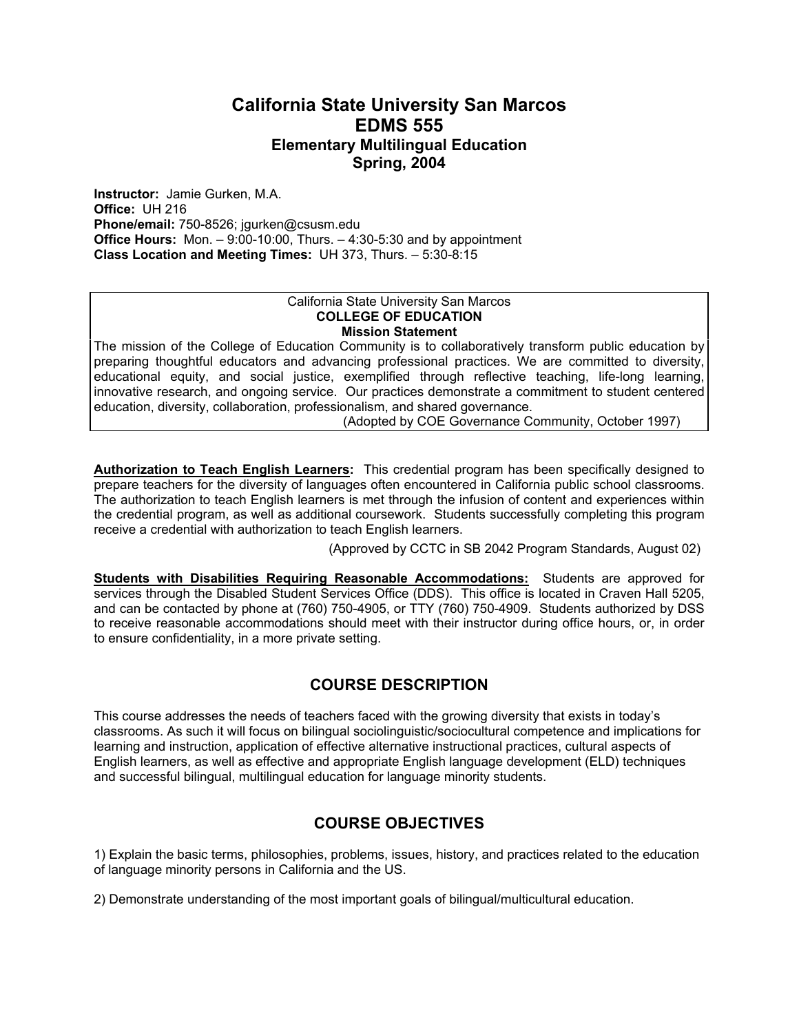# California State University San Marcos
# EDMS 555
## Elementary Multilingual Education
## Spring, 2004

**Instructor:** Jamie Gurken, M.A.
**Office:** UH 216
**Phone/email:** 750-8526; jgurken@csusm.edu
**Office Hours:** Mon. – 9:00-10:00, Thurs. – 4:30-5:30 and by appointment
**Class Location and Meeting Times:** UH 373, Thurs. – 5:30-8:15

> California State University San Marcos
> **COLLEGE OF EDUCATION**
> **Mission Statement**
>
> The mission of the College of Education Community is to collaboratively transform public education by preparing thoughtful educators and advancing professional practices. We are committed to diversity, educational equity, and social justice, exemplified through reflective teaching, life-long learning, innovative research, and ongoing service. Our practices demonstrate a commitment to student centered education, diversity, collaboration, professionalism, and shared governance.
>
> (Adopted by COE Governance Community, October 1997)

**Authorization to Teach English Learners:** This credential program has been specifically designed to prepare teachers for the diversity of languages often encountered in California public school classrooms. The authorization to teach English learners is met through the infusion of content and experiences within the credential program, as well as additional coursework. Students successfully completing this program receive a credential with authorization to teach English learners.

(Approved by CCTC in SB 2042 Program Standards, August 02)

**Students with Disabilities Requiring Reasonable Accommodations:** Students are approved for services through the Disabled Student Services Office (DDS). This office is located in Craven Hall 5205, and can be contacted by phone at (760) 750-4905, or TTY (760) 750-4909. Students authorized by DSS to receive reasonable accommodations should meet with their instructor during office hours, or, in order to ensure confidentiality, in a more private setting.

## COURSE DESCRIPTION

This course addresses the needs of teachers faced with the growing diversity that exists in today's classrooms. As such it will focus on bilingual sociolinguistic/sociocultural competence and implications for learning and instruction, application of effective alternative instructional practices, cultural aspects of English learners, as well as effective and appropriate English language development (ELD) techniques and successful bilingual, multilingual education for language minority students.

## COURSE OBJECTIVES

1) Explain the basic terms, philosophies, problems, issues, history, and practices related to the education of language minority persons in California and the US.

2) Demonstrate understanding of the most important goals of bilingual/multicultural education.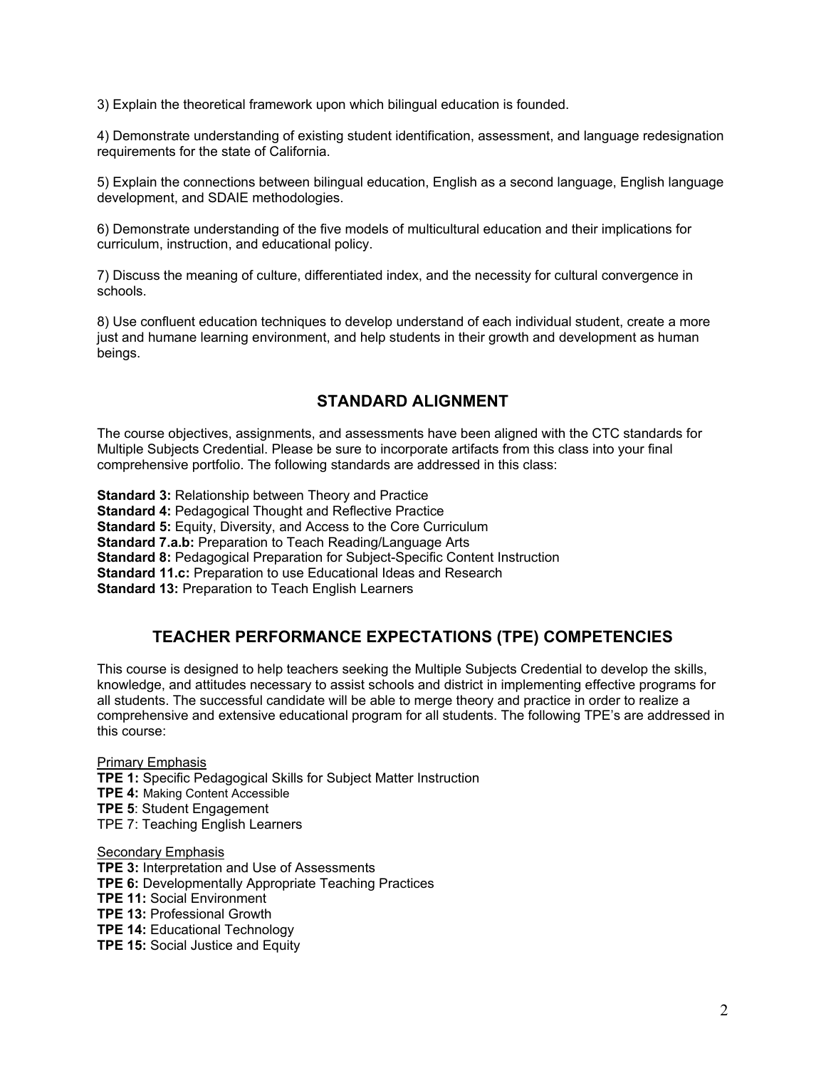3) Explain the theoretical framework upon which bilingual education is founded.

4) Demonstrate understanding of existing student identification, assessment, and language redesignation requirements for the state of California.

5) Explain the connections between bilingual education, English as a second language, English language development, and SDAIE methodologies.

6) Demonstrate understanding of the five models of multicultural education and their implications for curriculum, instruction, and educational policy.

7) Discuss the meaning of culture, differentiated index, and the necessity for cultural convergence in schools.

8) Use confluent education techniques to develop understand of each individual student, create a more just and humane learning environment, and help students in their growth and development as human beings.

## STANDARD ALIGNMENT

The course objectives, assignments, and assessments have been aligned with the CTC standards for Multiple Subjects Credential. Please be sure to incorporate artifacts from this class into your final comprehensive portfolio. The following standards are addressed in this class:

**Standard 3:** Relationship between Theory and Practice
**Standard 4:** Pedagogical Thought and Reflective Practice
**Standard 5:** Equity, Diversity, and Access to the Core Curriculum
**Standard 7.a.b:** Preparation to Teach Reading/Language Arts
**Standard 8:** Pedagogical Preparation for Subject-Specific Content Instruction
**Standard 11.c:** Preparation to use Educational Ideas and Research
**Standard 13:** Preparation to Teach English Learners

## TEACHER PERFORMANCE EXPECTATIONS (TPE) COMPETENCIES

This course is designed to help teachers seeking the Multiple Subjects Credential to develop the skills, knowledge, and attitudes necessary to assist schools and district in implementing effective programs for all students. The successful candidate will be able to merge theory and practice in order to realize a comprehensive and extensive educational program for all students. The following TPE's are addressed in this course:

Primary Emphasis
**TPE 1:** Specific Pedagogical Skills for Subject Matter Instruction
**TPE 4:** Making Content Accessible
**TPE 5**: Student Engagement
TPE 7: Teaching English Learners

Secondary Emphasis
**TPE 3:** Interpretation and Use of Assessments
**TPE 6:** Developmentally Appropriate Teaching Practices
**TPE 11:** Social Environment
**TPE 13:** Professional Growth
**TPE 14:** Educational Technology
**TPE 15:** Social Justice and Equity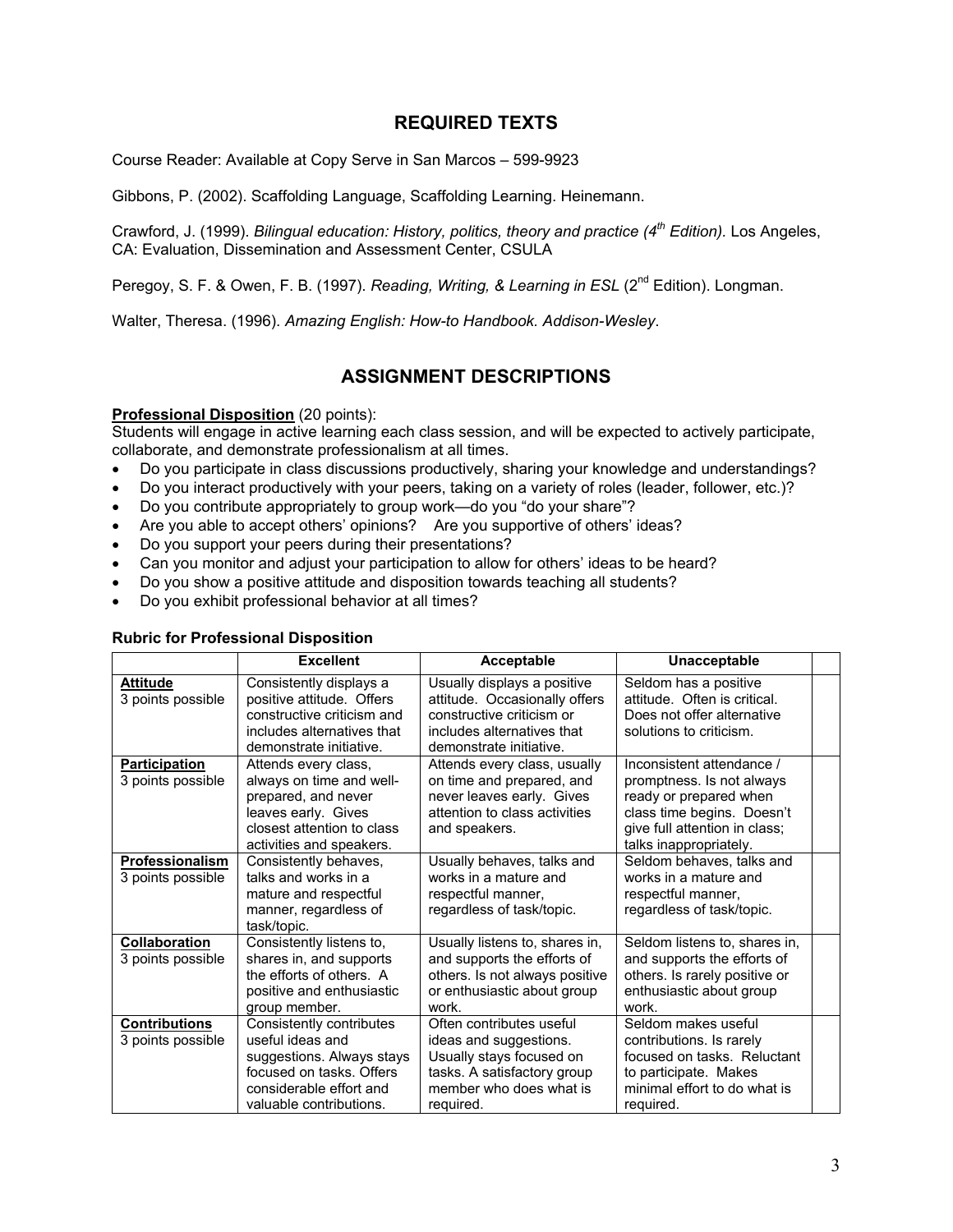## REQUIRED TEXTS

Course Reader: Available at Copy Serve in San Marcos – 599-9923

Gibbons, P. (2002). Scaffolding Language, Scaffolding Learning. Heinemann.

Crawford, J. (1999). *Bilingual education: History, politics, theory and practice (4th Edition).* Los Angeles, CA: Evaluation, Dissemination and Assessment Center, CSULA

Peregoy, S. F. & Owen, F. B. (1997). *Reading, Writing, & Learning in ESL* (2nd Edition). Longman.

Walter, Theresa. (1996). *Amazing English: How-to Handbook. Addison-Wesley*.

## ASSIGNMENT DESCRIPTIONS

**Professional Disposition** (20 points):
Students will engage in active learning each class session, and will be expected to actively participate, collaborate, and demonstrate professionalism at all times.

- Do you participate in class discussions productively, sharing your knowledge and understandings?
- Do you interact productively with your peers, taking on a variety of roles (leader, follower, etc.)?
- Do you contribute appropriately to group work—do you "do your share"?
- Are you able to accept others' opinions? Are you supportive of others' ideas?
- Do you support your peers during their presentations?
- Can you monitor and adjust your participation to allow for others' ideas to be heard?
- Do you show a positive attitude and disposition towards teaching all students?
- Do you exhibit professional behavior at all times?

**Rubric for Professional Disposition**

| | Excellent | Acceptable | Unacceptable | |
|---|---|---|---|---|
| **Attitude** 3 points possible | Consistently displays a positive attitude. Offers constructive criticism and includes alternatives that demonstrate initiative. | Usually displays a positive attitude. Occasionally offers constructive criticism or includes alternatives that demonstrate initiative. | Seldom has a positive attitude. Often is critical. Does not offer alternative solutions to criticism. | |
| **Participation** 3 points possible | Attends every class, always on time and well-prepared, and never leaves early. Gives closest attention to class activities and speakers. | Attends every class, usually on time and prepared, and never leaves early. Gives attention to class activities and speakers. | Inconsistent attendance / promptness. Is not always ready or prepared when class time begins. Doesn't give full attention in class; talks inappropriately. | |
| **Professionalism** 3 points possible | Consistently behaves, talks and works in a mature and respectful manner, regardless of task/topic. | Usually behaves, talks and works in a mature and respectful manner, regardless of task/topic. | Seldom behaves, talks and works in a mature and respectful manner, regardless of task/topic. | |
| **Collaboration** 3 points possible | Consistently listens to, shares in, and supports the efforts of others. A positive and enthusiastic group member. | Usually listens to, shares in, and supports the efforts of others. Is not always positive or enthusiastic about group work. | Seldom listens to, shares in, and supports the efforts of others. Is rarely positive or enthusiastic about group work. | |
| **Contributions** 3 points possible | Consistently contributes useful ideas and suggestions. Always stays focused on tasks. Offers considerable effort and valuable contributions. | Often contributes useful ideas and suggestions. Usually stays focused on tasks. A satisfactory group member who does what is required. | Seldom makes useful contributions. Is rarely focused on tasks. Reluctant to participate. Makes minimal effort to do what is required. | |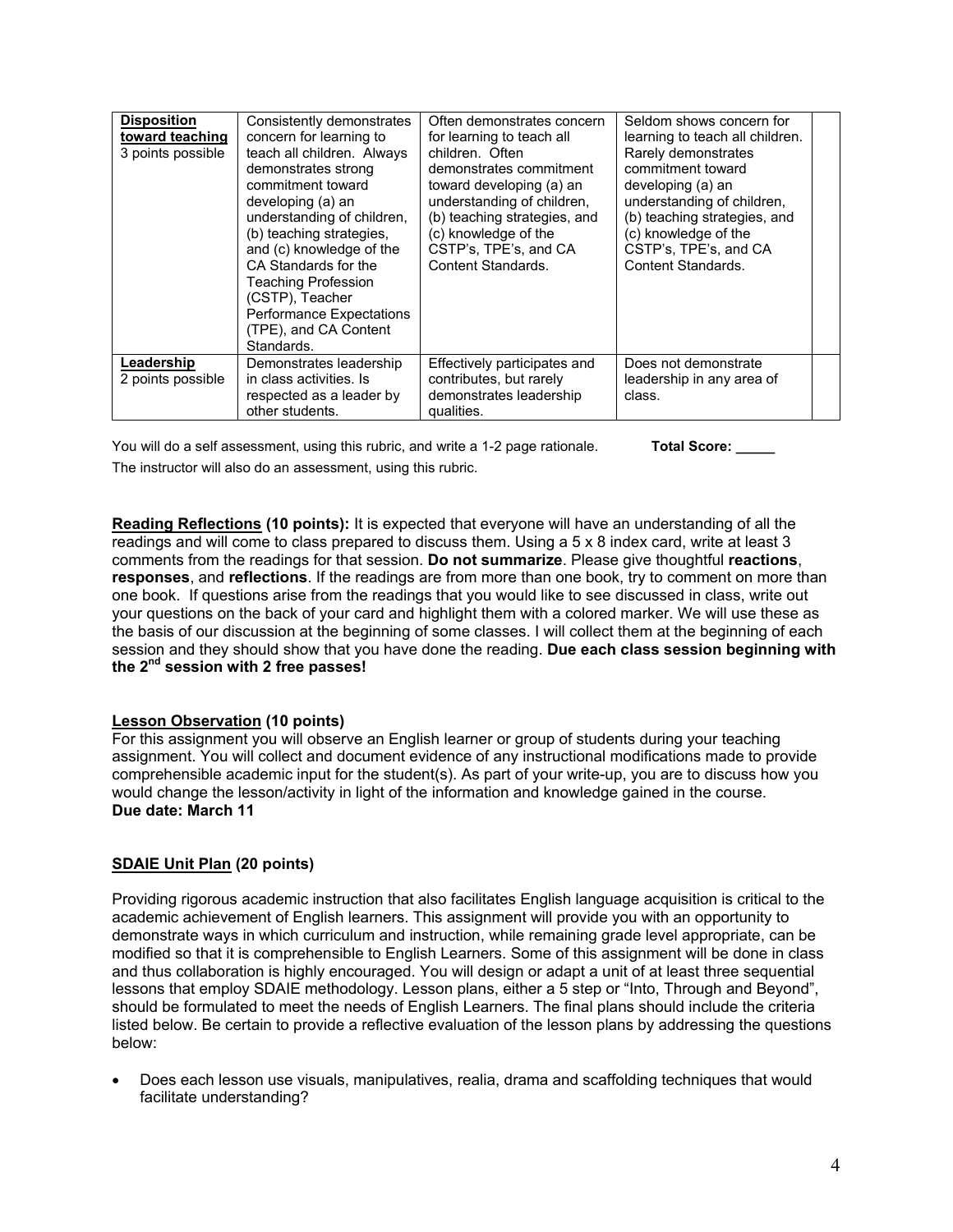| **Disposition toward teaching** 3 points possible | Consistently demonstrates concern for learning to teach all children. Always demonstrates strong commitment toward developing (a) an understanding of children, (b) teaching strategies, and (c) knowledge of the CA Standards for the Teaching Profession (CSTP), Teacher Performance Expectations (TPE), and CA Content Standards. | Often demonstrates concern for learning to teach all children. Often demonstrates commitment toward developing (a) an understanding of children, (b) teaching strategies, and (c) knowledge of the CSTP's, TPE's, and CA Content Standards. | Seldom shows concern for learning to teach all children. Rarely demonstrates commitment toward developing (a) an understanding of children, (b) teaching strategies, and (c) knowledge of the CSTP's, TPE's, and CA Content Standards. | |
|---|---|---|---|---|
| **Leadership** 2 points possible | Demonstrates leadership in class activities. Is respected as a leader by other students. | Effectively participates and contributes, but rarely demonstrates leadership qualities. | Does not demonstrate leadership in any area of class. | |

You will do a self assessment, using this rubric, and write a 1-2 page rationale. **Total Score: _____**

The instructor will also do an assessment, using this rubric.

**Reading Reflections (10 points):** It is expected that everyone will have an understanding of all the readings and will come to class prepared to discuss them. Using a 5 x 8 index card, write at least 3 comments from the readings for that session. **Do not summarize**. Please give thoughtful **reactions**, **responses**, and **reflections**. If the readings are from more than one book, try to comment on more than one book. If questions arise from the readings that you would like to see discussed in class, write out your questions on the back of your card and highlight them with a colored marker. We will use these as the basis of our discussion at the beginning of some classes. I will collect them at the beginning of each session and they should show that you have done the reading. **Due each class session beginning with the 2nd session with 2 free passes!**

**Lesson Observation (10 points)**

For this assignment you will observe an English learner or group of students during your teaching assignment. You will collect and document evidence of any instructional modifications made to provide comprehensible academic input for the student(s). As part of your write-up, you are to discuss how you would change the lesson/activity in light of the information and knowledge gained in the course.

**Due date: March 11**

**SDAIE Unit Plan (20 points)**

Providing rigorous academic instruction that also facilitates English language acquisition is critical to the academic achievement of English learners. This assignment will provide you with an opportunity to demonstrate ways in which curriculum and instruction, while remaining grade level appropriate, can be modified so that it is comprehensible to English Learners. Some of this assignment will be done in class and thus collaboration is highly encouraged. You will design or adapt a unit of at least three sequential lessons that employ SDAIE methodology. Lesson plans, either a 5 step or "Into, Through and Beyond", should be formulated to meet the needs of English Learners. The final plans should include the criteria listed below. Be certain to provide a reflective evaluation of the lesson plans by addressing the questions below:

- Does each lesson use visuals, manipulatives, realia, drama and scaffolding techniques that would facilitate understanding?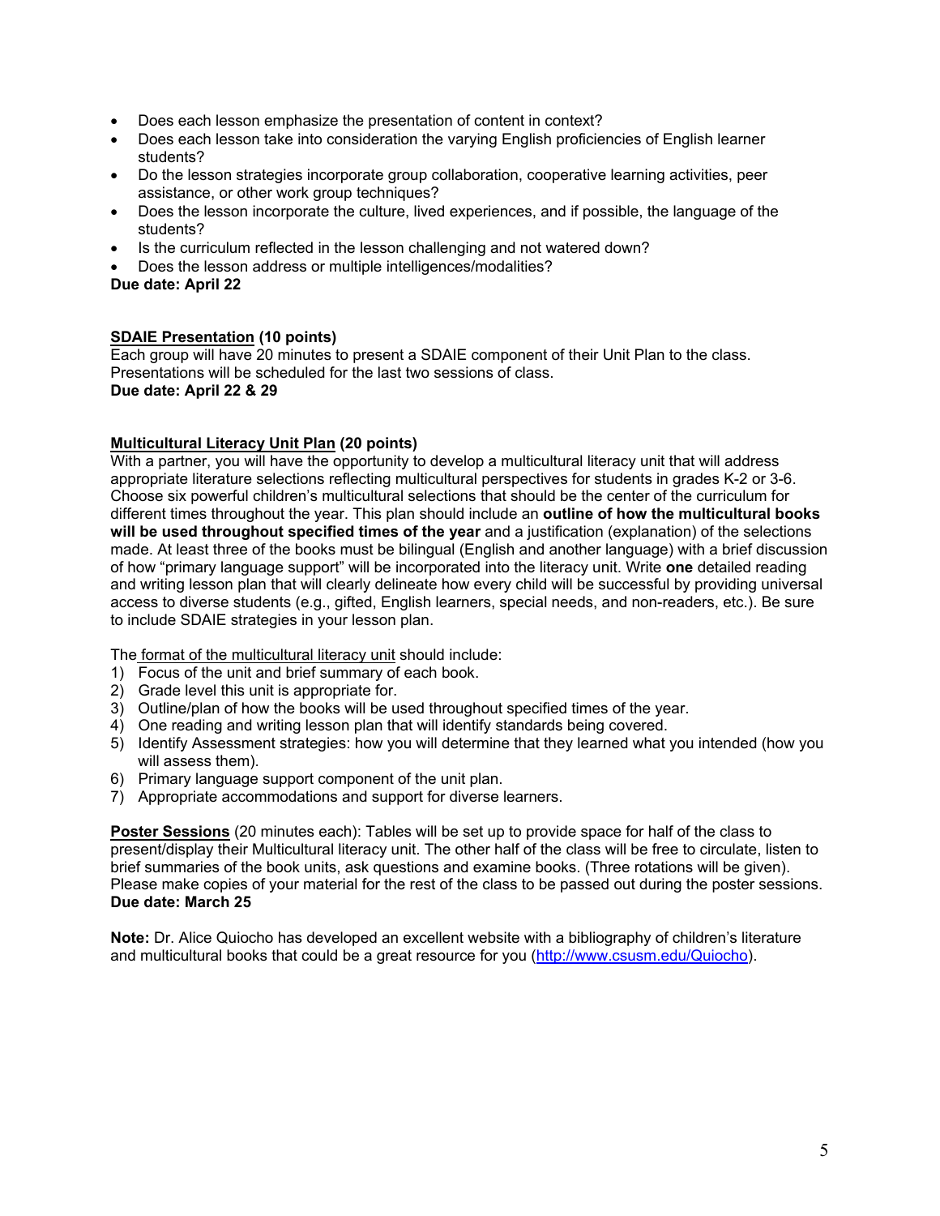- Does each lesson emphasize the presentation of content in context?
- Does each lesson take into consideration the varying English proficiencies of English learner students?
- Do the lesson strategies incorporate group collaboration, cooperative learning activities, peer assistance, or other work group techniques?
- Does the lesson incorporate the culture, lived experiences, and if possible, the language of the students?
- Is the curriculum reflected in the lesson challenging and not watered down?
- Does the lesson address or multiple intelligences/modalities?

**Due date: April 22**

**SDAIE Presentation (10 points)**
Each group will have 20 minutes to present a SDAIE component of their Unit Plan to the class. Presentations will be scheduled for the last two sessions of class.
**Due date: April 22 & 29**

**Multicultural Literacy Unit Plan (20 points)**
With a partner, you will have the opportunity to develop a multicultural literacy unit that will address appropriate literature selections reflecting multicultural perspectives for students in grades K-2 or 3-6. Choose six powerful children's multicultural selections that should be the center of the curriculum for different times throughout the year. This plan should include an **outline of how the multicultural books will be used throughout specified times of the year** and a justification (explanation) of the selections made. At least three of the books must be bilingual (English and another language) with a brief discussion of how "primary language support" will be incorporated into the literacy unit. Write **one** detailed reading and writing lesson plan that will clearly delineate how every child will be successful by providing universal access to diverse students (e.g., gifted, English learners, special needs, and non-readers, etc.). Be sure to include SDAIE strategies in your lesson plan.

The format of the multicultural literacy unit should include:

1) Focus of the unit and brief summary of each book.
2) Grade level this unit is appropriate for.
3) Outline/plan of how the books will be used throughout specified times of the year.
4) One reading and writing lesson plan that will identify standards being covered.
5) Identify Assessment strategies: how you will determine that they learned what you intended (how you will assess them).
6) Primary language support component of the unit plan.
7) Appropriate accommodations and support for diverse learners.

**Poster Sessions** (20 minutes each): Tables will be set up to provide space for half of the class to present/display their Multicultural literacy unit. The other half of the class will be free to circulate, listen to brief summaries of the book units, ask questions and examine books. (Three rotations will be given). Please make copies of your material for the rest of the class to be passed out during the poster sessions.
**Due date: March 25**

**Note:** Dr. Alice Quiocho has developed an excellent website with a bibliography of children's literature and multicultural books that could be a great resource for you (http://www.csusm.edu/Quiocho).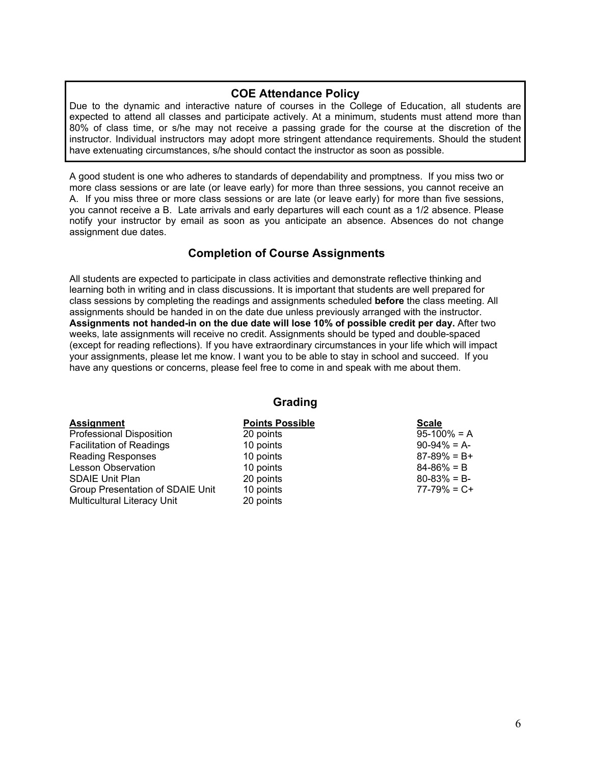## COE Attendance Policy

Due to the dynamic and interactive nature of courses in the College of Education, all students are expected to attend all classes and participate actively. At a minimum, students must attend more than 80% of class time, or s/he may not receive a passing grade for the course at the discretion of the instructor. Individual instructors may adopt more stringent attendance requirements. Should the student have extenuating circumstances, s/he should contact the instructor as soon as possible.

A good student is one who adheres to standards of dependability and promptness. If you miss two or more class sessions or are late (or leave early) for more than three sessions, you cannot receive an A. If you miss three or more class sessions or are late (or leave early) for more than five sessions, you cannot receive a B. Late arrivals and early departures will each count as a 1/2 absence. Please notify your instructor by email as soon as you anticipate an absence. Absences do not change assignment due dates.

## Completion of Course Assignments

All students are expected to participate in class activities and demonstrate reflective thinking and learning both in writing and in class discussions. It is important that students are well prepared for class sessions by completing the readings and assignments scheduled **before** the class meeting. All assignments should be handed in on the date due unless previously arranged with the instructor. **Assignments not handed-in on the due date will lose 10% of possible credit per day.** After two weeks, late assignments will receive no credit. Assignments should be typed and double-spaced (except for reading reflections). If you have extraordinary circumstances in your life which will impact your assignments, please let me know. I want you to be able to stay in school and succeed. If you have any questions or concerns, please feel free to come in and speak with me about them.

## Grading

| Assignment | Points Possible | Scale |
| --- | --- | --- |
| Professional Disposition | 20 points | 95-100% = A |
| Facilitation of Readings | 10 points | 90-94% = A- |
| Reading Responses | 10 points | 87-89% = B+ |
| Lesson Observation | 10 points | 84-86% = B |
| SDAIE Unit Plan | 20 points | 80-83% = B- |
| Group Presentation of SDAIE Unit | 10 points | 77-79% = C+ |
| Multicultural Literacy Unit | 20 points | |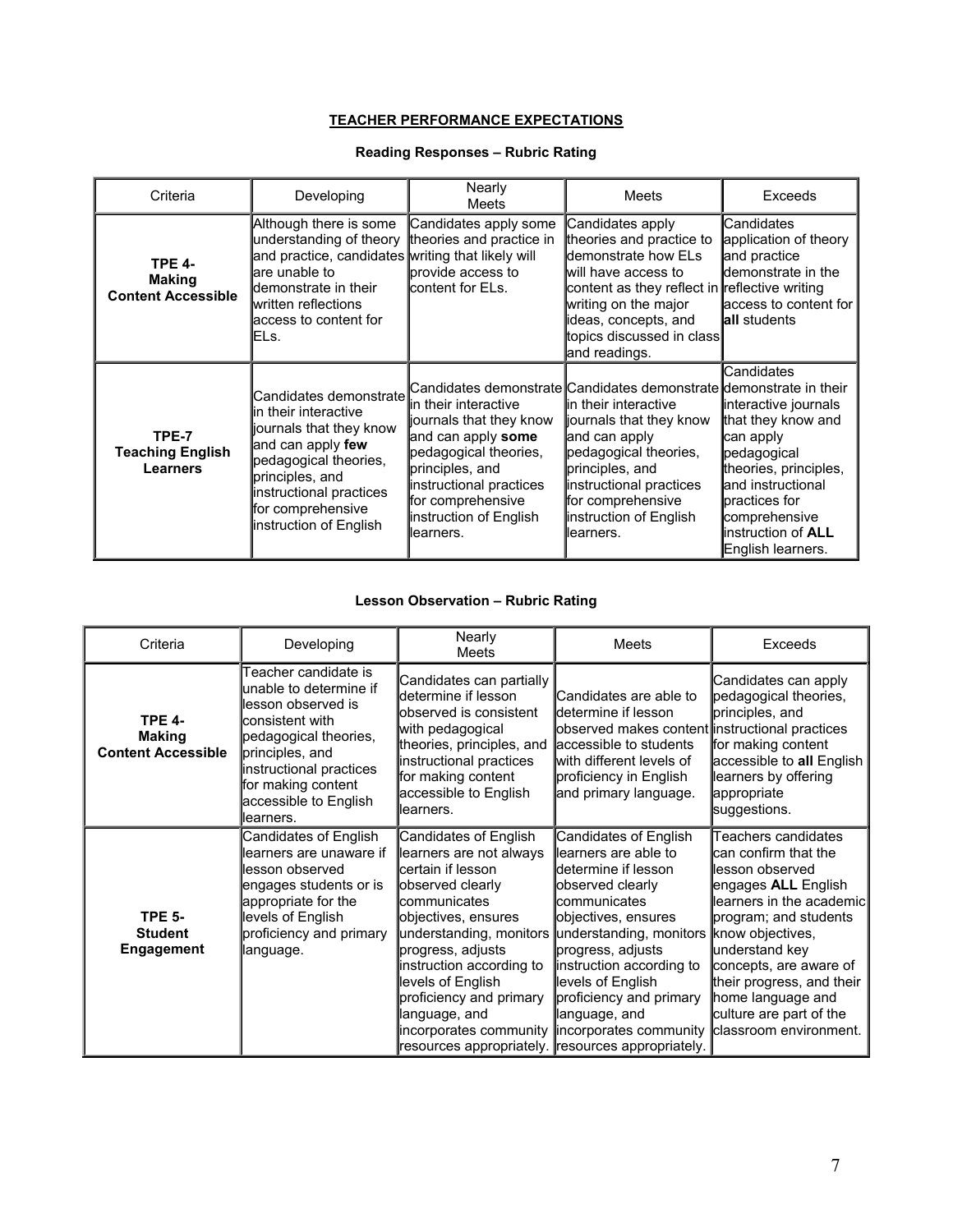## TEACHER PERFORMANCE EXPECTATIONS

### Reading Responses – Rubric Rating

| Criteria | Developing | Nearly Meets | Meets | Exceeds |
|---|---|---|---|---|
| **TPE 4- Making Content Accessible** | Although there is some understanding of theory and practice, candidates are unable to demonstrate in their written reflections access to content for ELs. | Candidates apply some theories and practice in writing that likely will provide access to content for ELs. | Candidates apply theories and practice to demonstrate how ELs will have access to content as they reflect in writing on the major ideas, concepts, and topics discussed in class and readings. | Candidates application of theory and practice demonstrate in the reflective writing access to content for **all** students |
| **TPE-7 Teaching English Learners** | Candidates demonstrate in their interactive journals that they know and can apply **few** pedagogical theories, principles, and instructional practices for comprehensive instruction of English | Candidates demonstrate in their interactive journals that they know and can apply **some** pedagogical theories, principles, and instructional practices for comprehensive instruction of English learners. | Candidates demonstrate in their interactive journals that they know and can apply pedagogical theories, principles, and instructional practices for comprehensive instruction of English learners. | Candidates demonstrate in their interactive journals that they know and can apply pedagogical theories, principles, and instructional practices for comprehensive instruction of **ALL** English learners. |

### Lesson Observation – Rubric Rating

| Criteria | Developing | Nearly Meets | Meets | Exceeds |
|---|---|---|---|---|
| **TPE 4- Making Content Accessible** | Teacher candidate is unable to determine if lesson observed is consistent with pedagogical theories, principles, and instructional practices for making content accessible to English learners. | Candidates can partially determine if lesson observed is consistent with pedagogical theories, principles, and instructional practices for making content accessible to English learners. | Candidates are able to determine if lesson observed makes content accessible to students with different levels of proficiency in English and primary language. | Candidates can apply pedagogical theories, principles, and instructional practices for making content accessible to **all** English learners by offering appropriate suggestions. |
| **TPE 5- Student Engagement** | Candidates of English learners are unaware if lesson observed engages students or is appropriate for the levels of English proficiency and primary language. | Candidates of English learners are not always certain if lesson observed clearly communicates objectives, ensures understanding, monitors progress, adjusts instruction according to levels of English proficiency and primary language, and incorporates community resources appropriately. | Candidates of English learners are able to determine if lesson observed clearly communicates objectives, ensures understanding, monitors progress, adjusts instruction according to levels of English proficiency and primary language, and incorporates community resources appropriately. | Teachers candidates can confirm that the lesson observed engages **ALL** English learners in the academic program; and students know objectives, understand key concepts, are aware of their progress, and their home language and culture are part of the classroom environment. |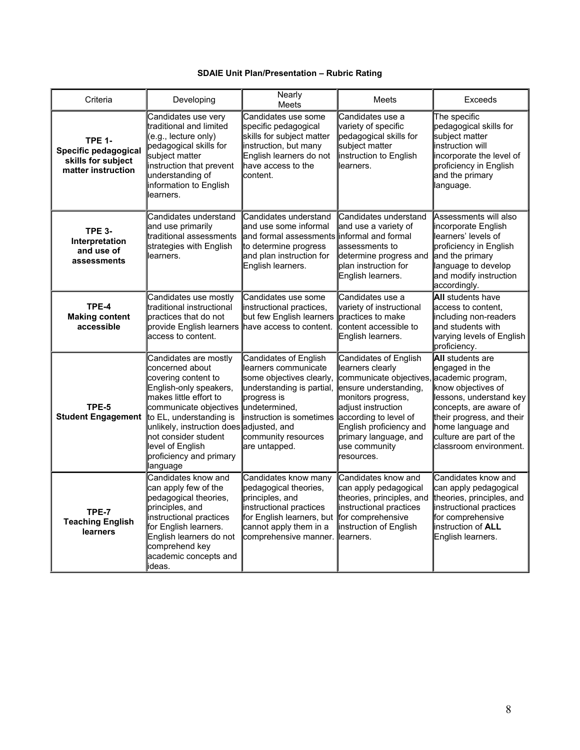**SDAIE Unit Plan/Presentation – Rubric Rating**

| Criteria | Developing | Nearly Meets | Meets | Exceeds |
|---|---|---|---|---|
| **TPE 1- Specific pedagogical skills for subject matter instruction** | Candidates use very traditional and limited (e.g., lecture only) pedagogical skills for subject matter instruction that prevent understanding of information to English learners. | Candidates use some specific pedagogical skills for subject matter instruction, but many English learners do not have access to the content. | Candidates use a variety of specific pedagogical skills for subject matter instruction to English learners. | The specific pedagogical skills for subject matter instruction will incorporate the level of proficiency in English and the primary language. |
| **TPE 3- Interpretation and use of assessments** | Candidates understand and use primarily traditional assessments strategies with English learners. | Candidates understand and use some informal and formal assessments to determine progress and plan instruction for English learners. | Candidates understand and use a variety of informal and formal assessments to determine progress and plan instruction for English learners. | Assessments will also incorporate English learners' levels of proficiency in English and the primary language to develop and modify instruction accordingly. |
| **TPE-4 Making content accessible** | Candidates use mostly traditional instructional practices that do not provide English learners access to content. | Candidates use some instructional practices, but few English learners have access to content. | Candidates use a variety of instructional practices to make content accessible to English learners. | **All** students have access to content, including non-readers and students with varying levels of English proficiency. |
| **TPE-5 Student Engagement** | Candidates are mostly concerned about covering content to English-only speakers, makes little effort to communicate objectives to EL, understanding is unlikely, instruction does not consider student level of English proficiency and primary language | Candidates of English learners communicate some objectives clearly, understanding is partial, progress is undetermined, instruction is sometimes adjusted, and community resources are untapped. | Candidates of English learners clearly communicate objectives, ensure understanding, monitors progress, adjust instruction according to level of English proficiency and primary language, and use community resources. | **All** students are engaged in the academic program, know objectives of lessons, understand key concepts, are aware of their progress, and their home language and culture are part of the classroom environment. |
| **TPE-7 Teaching English learners** | Candidates know and can apply few of the pedagogical theories, principles, and instructional practices for English learners. English learners do not comprehend key academic concepts and ideas. | Candidates know many pedagogical theories, principles, and instructional practices for English learners, but cannot apply them in a comprehensive manner. | Candidates know and can apply pedagogical theories, principles, and instructional practices for comprehensive instruction of English learners. | Candidates know and can apply pedagogical theories, principles, and instructional practices for comprehensive instruction of **ALL** English learners. |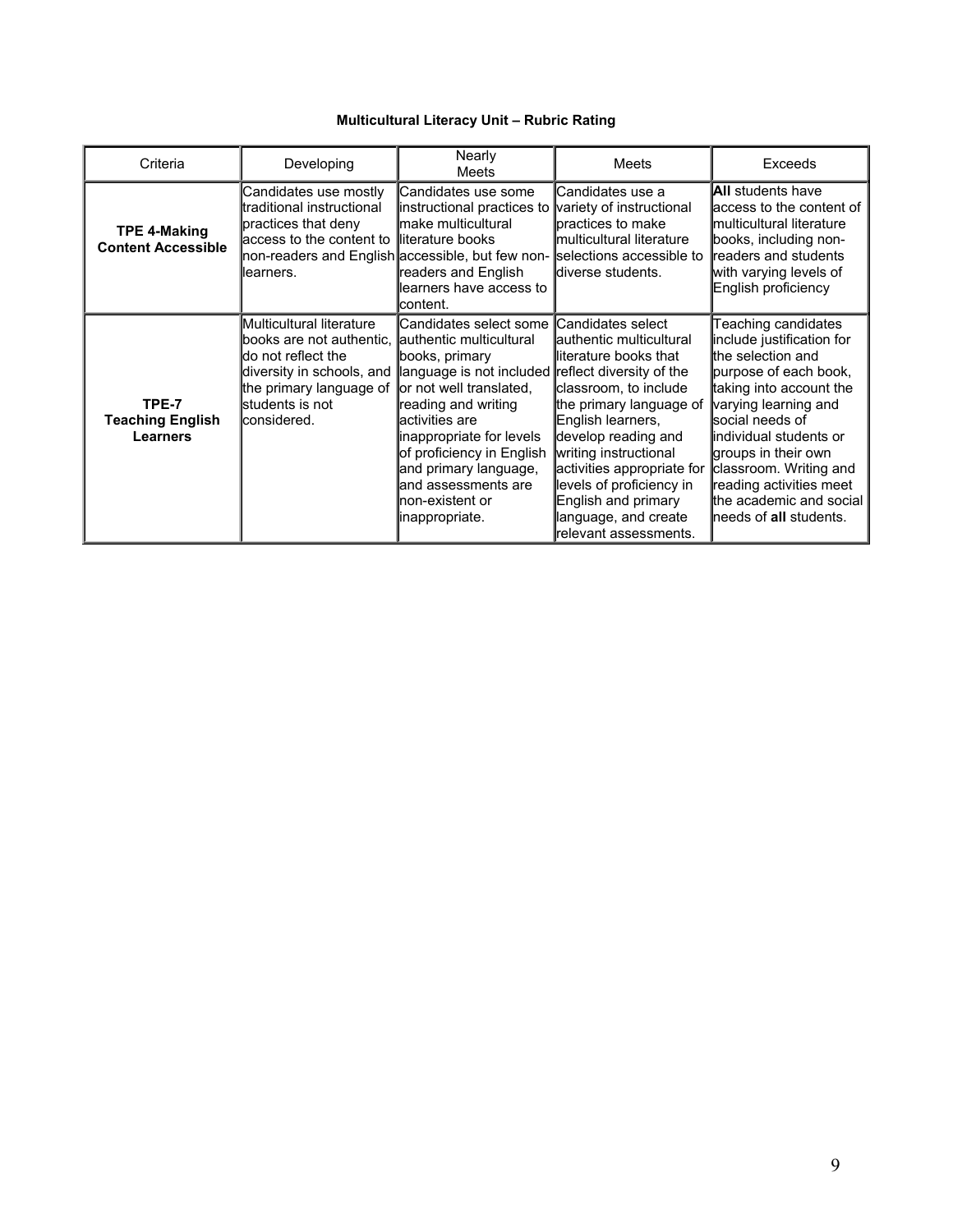**Multicultural Literacy Unit – Rubric Rating**

| Criteria | Developing | Nearly Meets | Meets | Exceeds |
|---|---|---|---|---|
| **TPE 4-Making Content Accessible** | Candidates use mostly traditional instructional practices that deny access to the content to non-readers and English learners. | Candidates use some instructional practices to make multicultural literature books accessible, but few non-readers and English learners have access to content. | Candidates use a variety of instructional practices to make multicultural literature selections accessible to diverse students. | **All** students have access to the content of multicultural literature books, including non-readers and students with varying levels of English proficiency |
| **TPE-7 Teaching English Learners** | Multicultural literature books are not authentic, do not reflect the diversity in schools, and the primary language of students is not considered. | Candidates select some authentic multicultural books, primary language is not included or not well translated, reading and writing activities are inappropriate for levels of proficiency in English and primary language, and assessments are non-existent or inappropriate. | Candidates select authentic multicultural literature books that reflect diversity of the classroom, to include the primary language of English learners, develop reading and writing instructional activities appropriate for levels of proficiency in English and primary language, and create relevant assessments. | Teaching candidates include justification for the selection and purpose of each book, taking into account the varying learning and social needs of individual students or groups in their own classroom. Writing and reading activities meet the academic and social needs of **all** students. |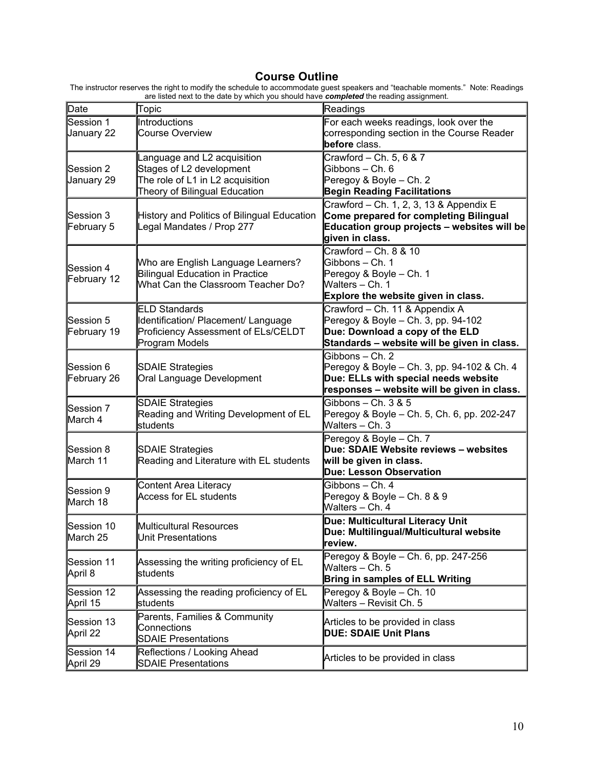# Course Outline

The instructor reserves the right to modify the schedule to accommodate guest speakers and "teachable moments." Note: Readings are listed next to the date by which you should have ***completed*** the reading assignment.

| Date | Topic | Readings |
|---|---|---|
| Session 1<br>January 22 | Introductions<br>Course Overview | For each weeks readings, look over the corresponding section in the Course Reader **before** class. |
| Session 2<br>January 29 | Language and L2 acquisition<br>Stages of L2 development<br>The role of L1 in L2 acquisition<br>Theory of Bilingual Education | Crawford – Ch. 5, 6 & 7<br>Gibbons – Ch. 6<br>Peregoy & Boyle – Ch. 2<br>**Begin Reading Facilitations** |
| Session 3<br>February 5 | History and Politics of Bilingual Education<br>Legal Mandates / Prop 277 | Crawford – Ch. 1, 2, 3, 13 & Appendix E<br>**Come prepared for completing Bilingual Education group projects – websites will be given in class.** |
| Session 4<br>February 12 | Who are English Language Learners?<br>Bilingual Education in Practice<br>What Can the Classroom Teacher Do? | Crawford – Ch. 8 & 10<br>Gibbons – Ch. 1<br>Peregoy & Boyle – Ch. 1<br>Walters – Ch. 1<br>**Explore the website given in class.** |
| Session 5<br>February 19 | ELD Standards<br>Identification/ Placement/ Language Proficiency Assessment of ELs/CELDT<br>Program Models | Crawford – Ch. 11 & Appendix A<br>Peregoy & Boyle – Ch. 3, pp. 94-102<br>**Due: Download a copy of the ELD Standards – website will be given in class.** |
| Session 6<br>February 26 | SDAIE Strategies<br>Oral Language Development | Gibbons – Ch. 2<br>Peregoy & Boyle – Ch. 3, pp. 94-102 & Ch. 4<br>**Due: ELLs with special needs website responses – website will be given in class.** |
| Session 7<br>March 4 | SDAIE Strategies<br>Reading and Writing Development of EL students | Gibbons – Ch. 3 & 5<br>Peregoy & Boyle – Ch. 5, Ch. 6, pp. 202-247<br>Walters – Ch. 3 |
| Session 8<br>March 11 | SDAIE Strategies<br>Reading and Literature with EL students | Peregoy & Boyle – Ch. 7<br>**Due: SDAIE Website reviews – websites will be given in class.**<br>**Due: Lesson Observation** |
| Session 9<br>March 18 | Content Area Literacy<br>Access for EL students | Gibbons – Ch. 4<br>Peregoy & Boyle – Ch. 8 & 9<br>Walters – Ch. 4 |
| Session 10<br>March 25 | Multicultural Resources<br>Unit Presentations | **Due: Multicultural Literacy Unit**<br>**Due: Multilingual/Multicultural website review.** |
| Session 11<br>April 8 | Assessing the writing proficiency of EL students | Peregoy & Boyle – Ch. 6, pp. 247-256<br>Walters – Ch. 5<br>**Bring in samples of ELL Writing** |
| Session 12<br>April 15 | Assessing the reading proficiency of EL students | Peregoy & Boyle – Ch. 10<br>Walters – Revisit Ch. 5 |
| Session 13<br>April 22 | Parents, Families & Community Connections<br>SDAIE Presentations | Articles to be provided in class<br>**DUE: SDAIE Unit Plans** |
| Session 14<br>April 29 | Reflections / Looking Ahead<br>SDAIE Presentations | Articles to be provided in class |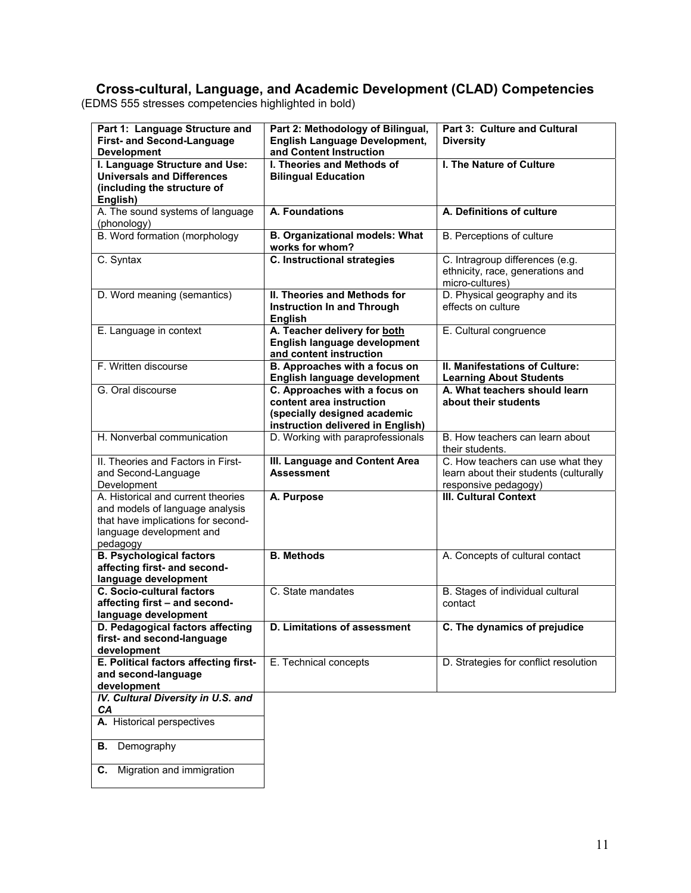## Cross-cultural, Language, and Academic Development (CLAD) Competencies

(EDMS 555 stresses competencies highlighted in bold)

| **Part 1: Language Structure and First- and Second-Language Development** | **Part 2: Methodology of Bilingual, English Language Development, and Content Instruction** | **Part 3: Culture and Cultural Diversity** |
|---|---|---|
| **I. Language Structure and Use: Universals and Differences (including the structure of English)** | **I. Theories and Methods of Bilingual Education** | **I. The Nature of Culture** |
| A. The sound systems of language (phonology) | **A. Foundations** | **A. Definitions of culture** |
| B. Word formation (morphology | **B. Organizational models: What works for whom?** | B. Perceptions of culture |
| C. Syntax | **C. Instructional strategies** | C. Intragroup differences (e.g. ethnicity, race, generations and micro-cultures) |
| D. Word meaning (semantics) | **II. Theories and Methods for Instruction In and Through English** | D. Physical geography and its effects on culture |
| E. Language in context | **A. Teacher delivery for <u>both</u> English language development <u>and</u> content instruction** | E. Cultural congruence |
| F. Written discourse | **B. Approaches with a focus on English language development** | **II. Manifestations of Culture: Learning About Students** |
| G. Oral discourse | **C. Approaches with a focus on content area instruction (specially designed academic instruction delivered in English)** | **A. What teachers should learn about their students** |
| H. Nonverbal communication | D. Working with paraprofessionals | B. How teachers can learn about their students. |
| II. Theories and Factors in First- and Second-Language Development | **III. Language and Content Area Assessment** | C. How teachers can use what they learn about their students (culturally responsive pedagogy) |
| A. Historical and current theories and models of language analysis that have implications for second-language development and pedagogy | **A. Purpose** | **III. Cultural Context** |
| **B. Psychological factors affecting first- and second-language development** | **B. Methods** | A. Concepts of cultural contact |
| **C. Socio-cultural factors affecting first – and second-language development** | C. State mandates | B. Stages of individual cultural contact |
| **D. Pedagogical factors affecting first- and second-language development** | **D. Limitations of assessment** | **C. The dynamics of prejudice** |
| **E. Political factors affecting first- and second-language development** | E. Technical concepts | D. Strategies for conflict resolution |
| ***IV. Cultural Diversity in U.S. and CA*** | | |
| **A.** Historical perspectives | | |
| **B.** Demography | | |
| **C.** Migration and immigration | | |